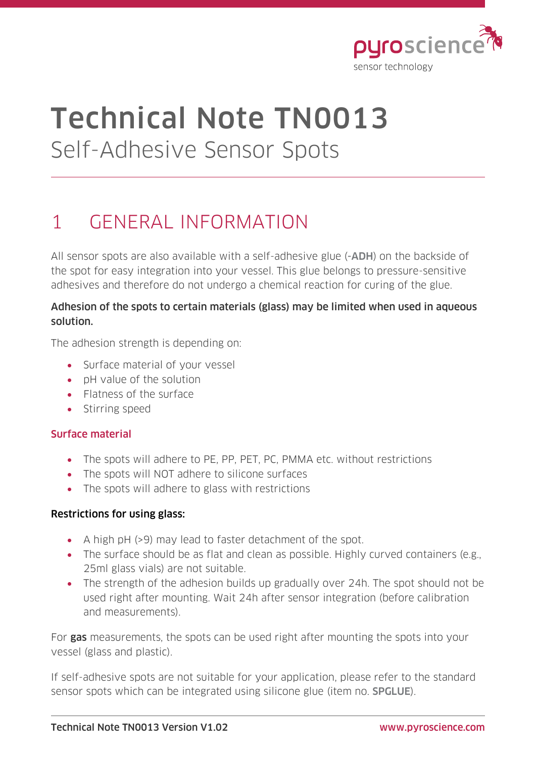# Technical Note TN0013

Self-Adhesive Sensor Spots

## 1 GENERAL INFORMATION

All sensor spots are also available with a self-adhesive glue (**-ADH**) on the backside of the spot for easy integration into your vessel. This glue belongs to pressure-sensitive adhesives and therefore do not undergo a chemical reaction for curing of the glue.

**Adhesion of the spots to certain materials (glass) may be limited when used in aqueous solution.**

The adhesion strength is depending on:

- Surface material of your vessel
- pH value of the solution
- Flatness of the surface
- Stirring speed

### Surface material

- The spots will adhere to PE, PP, PET, PC, PMMA etc. without restrictions
- The spots will NOT adhere to silicone surfaces
- The spots will adhere to glass with restrictions

**Restrictions for using glass:**

- A high pH (>9) may lead to faster detachment of the spot.
- The surface should be as flat and clean as possible. Highly curved containers (e.g., 25ml glass vials) are not suitable.
- The strength of the adhesion builds up gradually over 24h. The spot should not be used right after mounting. Wait 24h after sensor integration (before calibration and measurements).

For **gas** measurements, the spots can be used right after mounting the spots into your vessel (glass and plastic).

If self-adhesive spots are not suitable for your application, please refer to the standard sensor spots which can be integrated using silicone glue (item no. **SPGLUE**).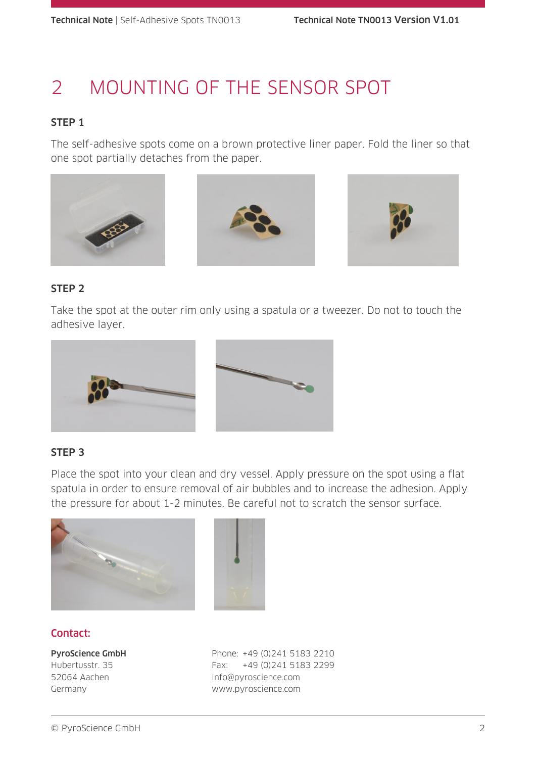# 2 MOUNTING OF THE SENSOR SPOT

### STEP 1

The self-adhesive spots come on a brown protective liner paper. Fold the liner so that one spot partially detaches from the paper.

### STEP 2

Take the spot at the outer rim only using a spatula or a tweezer. Do not to touch the adhesive layer.

### STEP 3

Place the spot into your clean and dry vessel. Apply pressure on the spot using a flat spatula in order to ensure removal of air bubbles and to increase the adhesion. Apply the pressure for about 1-2 minutes. Be careful not to scratch the sensor surface.

**Contact:**

**PyroScience GmbH**
Hubertusstr. 35
52064 Aachen
Germany

Phone: +49 (0)241 5183 2210
Fax: +49 (0)241 5183 2299
info@pyroscience.com
www.pyroscience.com

© PyroScience GmbH